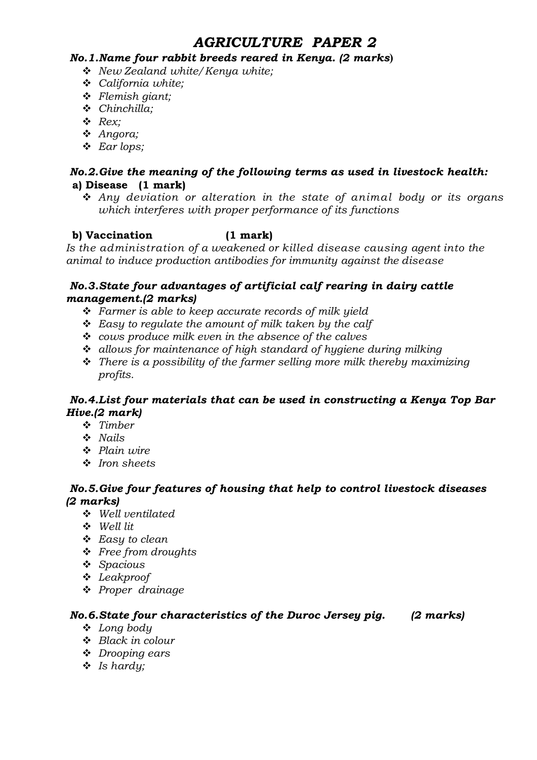# *AGRICULTURE PAPER 2*

***No.1.Name four rabbit breeds reared in Kenya. (2 marks)***

- *New Zealand white/Kenya white;*
- *California white;*
- *Flemish giant;*
- *Chinchilla;*
- *Rex;*
- *Angora;*
- *Ear lops;*

***No.2.Give the meaning of the following terms as used in livestock health:***

**a) Disease (1 mark)**

- *Any deviation or alteration in the state of animal body or its organs which interferes with proper performance of its functions*

**b) Vaccination (1 mark)**

*Is the administration of a weakened or killed disease causing agent into the animal to induce production antibodies for immunity against the disease*

***No.3.State four advantages of artificial calf rearing in dairy cattle management.(2 marks)***

- *Farmer is able to keep accurate records of milk yield*
- *Easy to regulate the amount of milk taken by the calf*
- *cows produce milk even in the absence of the calves*
- *allows for maintenance of high standard of hygiene during milking*
- *There is a possibility of the farmer selling more milk thereby maximizing profits.*

***No.4.List four materials that can be used in constructing a Kenya Top Bar Hive.(2 mark)***

- *Timber*
- *Nails*
- *Plain wire*
- *Iron sheets*

***No.5.Give four features of housing that help to control livestock diseases (2 marks)***

- *Well ventilated*
- *Well lit*
- *Easy to clean*
- *Free from droughts*
- *Spacious*
- *Leakproof*
- *Proper drainage*

***No.6.State four characteristics of the Duroc Jersey pig. (2 marks)***

- *Long body*
- *Black in colour*
- *Drooping ears*
- *Is hardy;*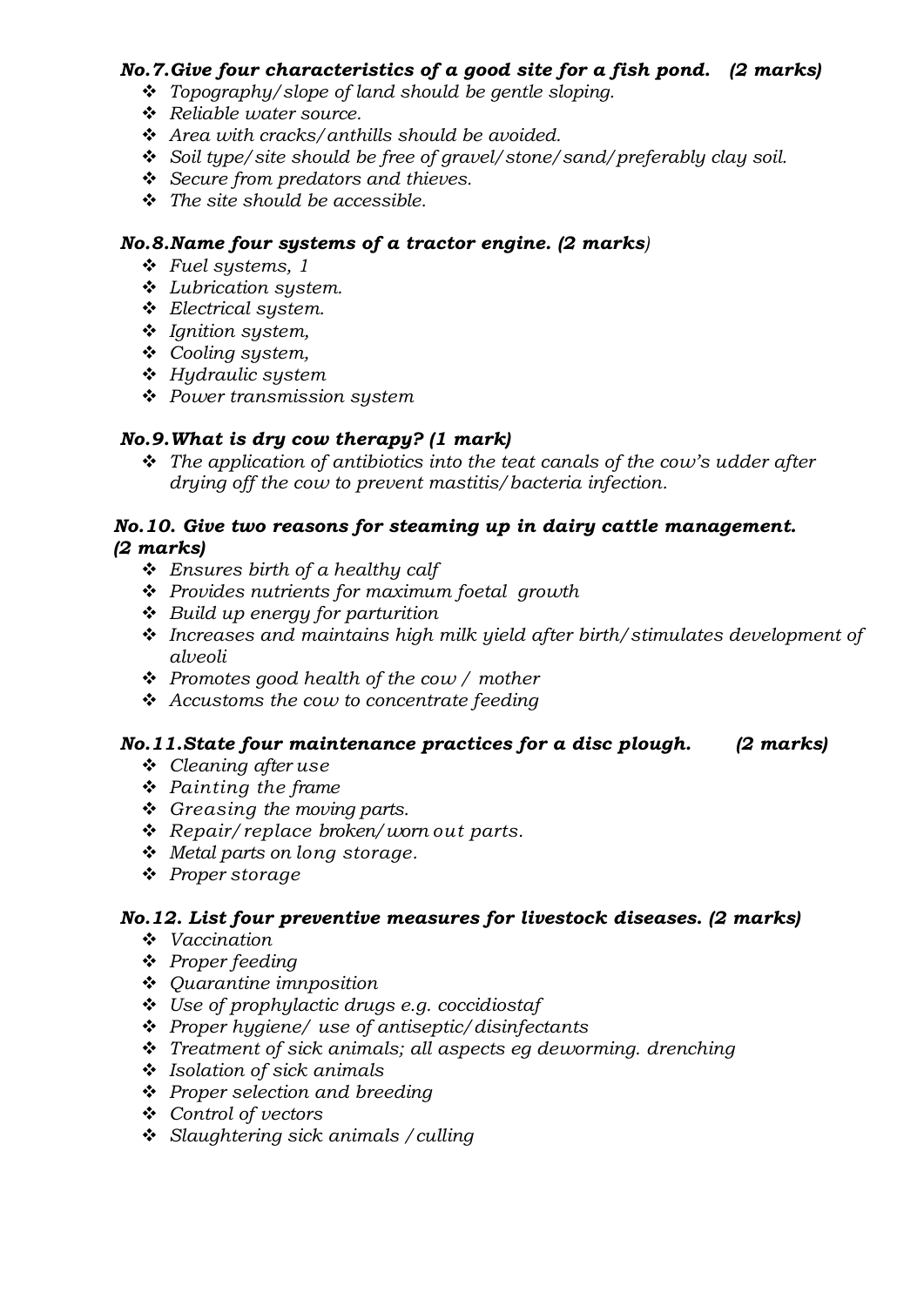### *No.7. Give four characteristics of a good site for a fish pond. (2 marks)*

- *Topography/slope of land should be gentle sloping.*
- *Reliable water source.*
- *Area with cracks/anthills should be avoided.*
- *Soil type/site should be free of gravel/stone/sand/preferably clay soil.*
- *Secure from predators and thieves.*
- *The site should be accessible.*

### *No.8. Name four systems of a tractor engine. (2 marks)*

- *Fuel systems, 1*
- *Lubrication system.*
- *Electrical system.*
- *Ignition system,*
- *Cooling system,*
- *Hydraulic system*
- *Power transmission system*

### *No.9. What is dry cow therapy? (1 mark)*

- *The application of antibiotics into the teat canals of the cow's udder after drying off the cow to prevent mastitis/bacteria infection.*

### *No.10. Give two reasons for steaming up in dairy cattle management. (2 marks)*

- *Ensures birth of a healthy calf*
- *Provides nutrients for maximum foetal growth*
- *Build up energy for parturition*
- *Increases and maintains high milk yield after birth/stimulates development of alveoli*
- *Promotes good health of the cow / mother*
- *Accustoms the cow to concentrate feeding*

### *No.11. State four maintenance practices for a disc plough. (2 marks)*

- *Cleaning after use*
- *Painting the frame*
- *Greasing the moving parts.*
- *Repair/replace broken/worn out parts.*
- *Metal parts on long storage.*
- *Proper storage*

### *No.12. List four preventive measures for livestock diseases. (2 marks)*

- *Vaccination*
- *Proper feeding*
- *Quarantine imnposition*
- *Use of prophylactic drugs e.g. coccidiostaf*
- *Proper hygiene/ use of antiseptic/disinfectants*
- *Treatment of sick animals; all aspects eg deworming. drenching*
- *Isolation of sick animals*
- *Proper selection and breeding*
- *Control of vectors*
- *Slaughtering sick animals /culling*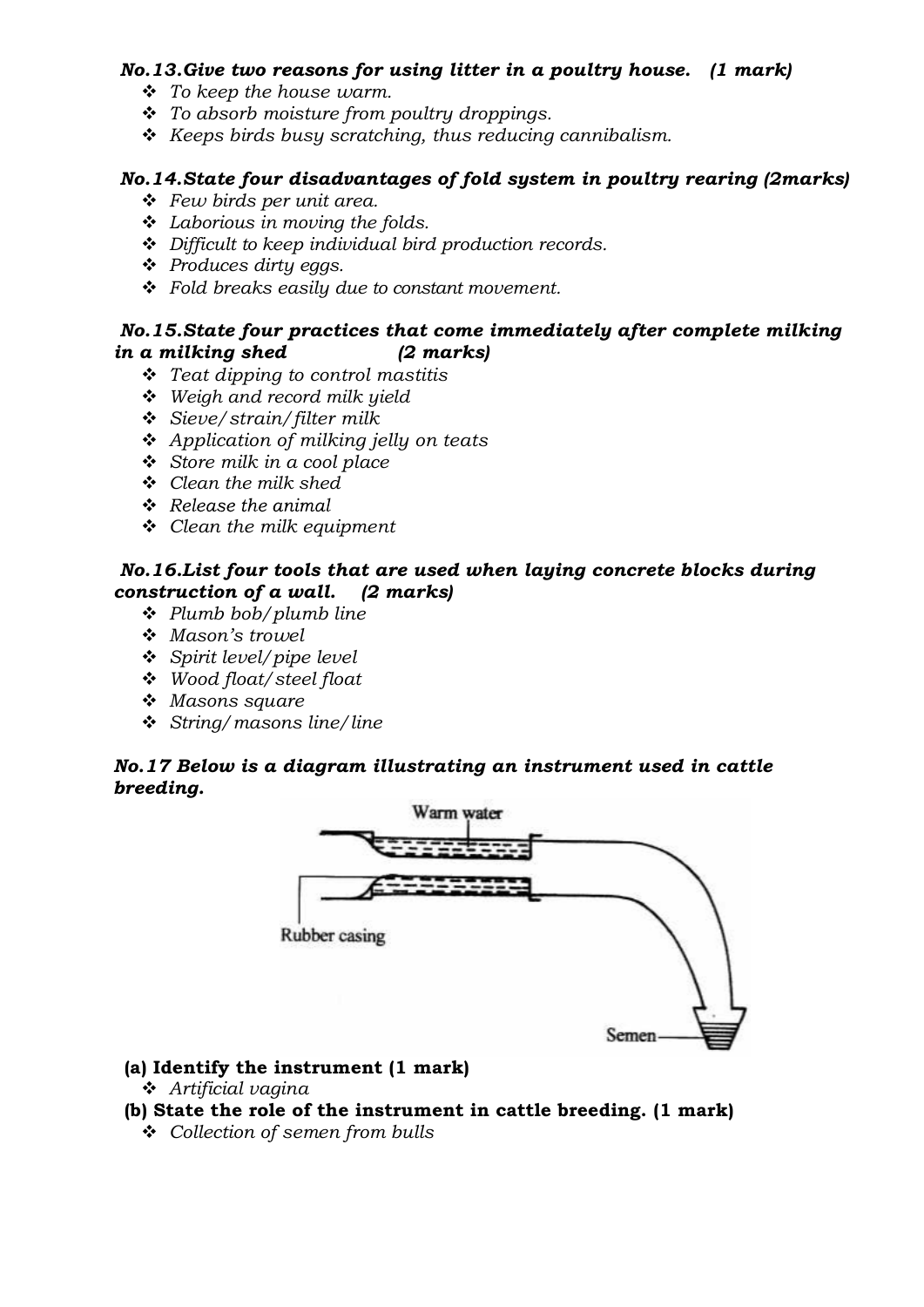***No.13.Give two reasons for using litter in a poultry house. (1 mark)***

- *To keep the house warm.*
- *To absorb moisture from poultry droppings.*
- *Keeps birds busy scratching, thus reducing cannibalism.*

***No.14.State four disadvantages of fold system in poultry rearing (2marks)***

- *Few birds per unit area.*
- *Laborious in moving the folds.*
- *Difficult to keep individual bird production records.*
- *Produces dirty eggs.*
- *Fold breaks easily due to constant movement.*

***No.15.State four practices that come immediately after complete milking in a milking shed (2 marks)***

- *Teat dipping to control mastitis*
- *Weigh and record milk yield*
- *Sieve/strain/filter milk*
- *Application of milking jelly on teats*
- *Store milk in a cool place*
- *Clean the milk shed*
- *Release the animal*
- *Clean the milk equipment*

***No.16.List four tools that are used when laying concrete blocks during construction of a wall. (2 marks)***

- *Plumb bob/plumb line*
- *Mason's trowel*
- *Spirit level/pipe level*
- *Wood float/steel float*
- *Masons square*
- *String/masons line/line*

***No.17 Below is a diagram illustrating an instrument used in cattle breeding.***

Warm water

Rubber casing

Semen

**(a) Identify the instrument (1 mark)**

- *Artificial vagina*

**(b) State the role of the instrument in cattle breeding. (1 mark)**

- *Collection of semen from bulls*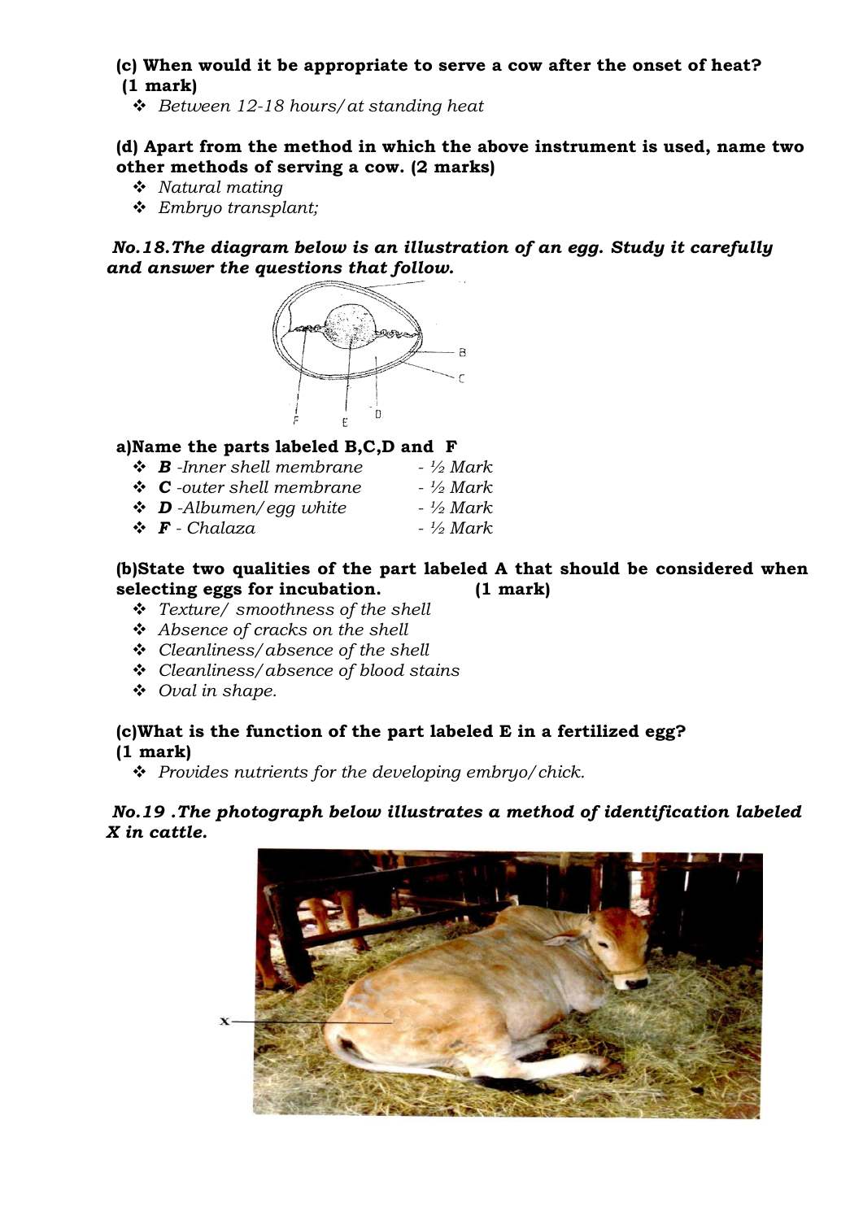**(c) When would it be appropriate to serve a cow after the onset of heat? (1 mark)**

- *Between 12-18 hours/ at standing heat*

**(d) Apart from the method in which the above instrument is used, name two other methods of serving a cow. (2 marks)**

- *Natural mating*
- *Embryo transplant;*

***No.18. The diagram below is an illustration of an egg. Study it carefully and answer the questions that follow.***

**a) Name the parts labeled B, C, D and F**

- ***B** -Inner shell membrane* - *½ Mark*
- ***C** -outer shell membrane* - *½ Mark*
- ***D** -Albumen/ egg white* - *½ Mark*
- ***F** - Chalaza* - *½ Mark*

**(b) State two qualities of the part labeled A that should be considered when selecting eggs for incubation. (1 mark)**

- *Texture/ smoothness of the shell*
- *Absence of cracks on the shell*
- *Cleanliness/ absence of the shell*
- *Cleanliness/ absence of blood stains*
- *Oval in shape.*

**(c) What is the function of the part labeled E in a fertilized egg? (1 mark)**

- *Provides nutrients for the developing embryo/ chick.*

***No.19. The photograph below illustrates a method of identification labeled X in cattle.***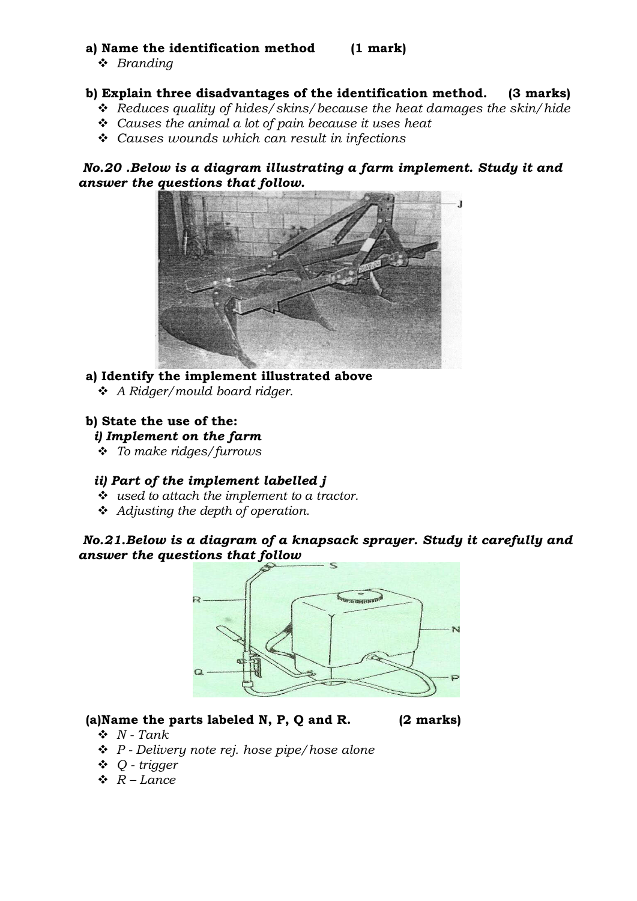**a) Name the identification method (1 mark)**

- *Branding*

**b) Explain three disadvantages of the identification method. (3 marks)**

- *Reduces quality of hides/skins/because the heat damages the skin/hide*
- *Causes the animal a lot of pain because it uses heat*
- *Causes wounds which can result in infections*

***No.20 .Below is a diagram illustrating a farm implement. Study it and answer the questions that follow.***

**a) Identify the implement illustrated above**

- *A Ridger/mould board ridger.*

**b) State the use of the:**

***i) Implement on the farm***

- *To make ridges/furrows*

***ii) Part of the implement labelled j***

- *used to attach the implement to a tractor.*
- *Adjusting the depth of operation.*

***No.21.Below is a diagram of a knapsack sprayer. Study it carefully and answer the questions that follow***

**(a)Name the parts labeled N, P, Q and R. (2 marks)**

- *N - Tank*
- *P - Delivery note rej. hose pipe/hose alone*
- *Q - trigger*
- *R – Lance*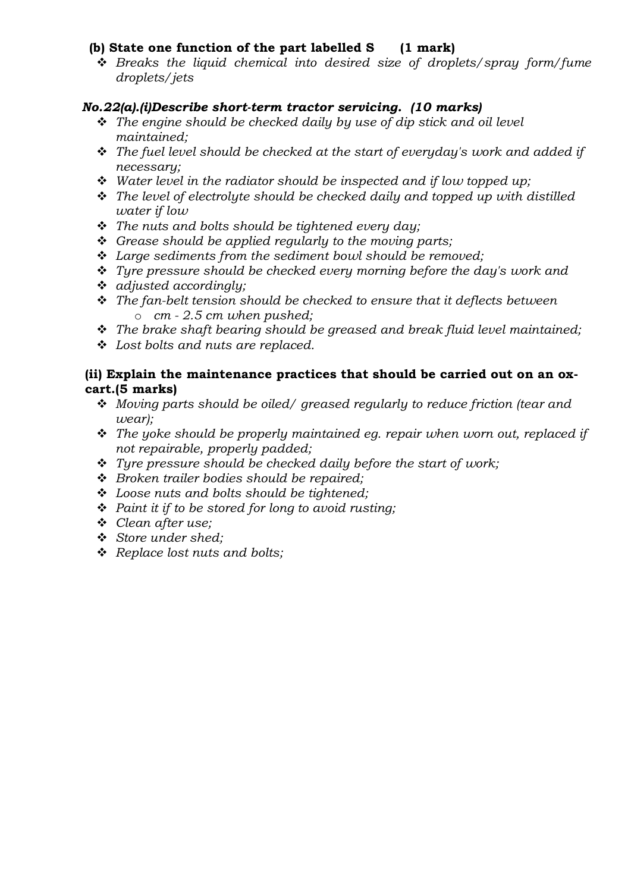**(b) State one function of the part labelled S (1 mark)**

- *Breaks the liquid chemical into desired size of droplets/spray form/fume droplets/jets*

***No.22(a).(i)Describe short-term tractor servicing. (10 marks)***

- *The engine should be checked daily by use of dip stick and oil level maintained;*
- *The fuel level should be checked at the start of everyday's work and added if necessary;*
- *Water level in the radiator should be inspected and if low topped up;*
- *The level of electrolyte should be checked daily and topped up with distilled water if low*
- *The nuts and bolts should be tightened every day;*
- *Grease should be applied regularly to the moving parts;*
- *Large sediments from the sediment bowl should be removed;*
- *Tyre pressure should be checked every morning before the day's work and*
- *adjusted accordingly;*
- *The fan-belt tension should be checked to ensure that it deflects between*
  - *cm - 2.5 cm when pushed;*
- *The brake shaft bearing should be greased and break fluid level maintained;*
- *Lost bolts and nuts are replaced.*

**(ii) Explain the maintenance practices that should be carried out on an ox-cart.(5 marks)**

- *Moving parts should be oiled/ greased regularly to reduce friction (tear and wear);*
- *The yoke should be properly maintained eg. repair when worn out, replaced if not repairable, properly padded;*
- *Tyre pressure should be checked daily before the start of work;*
- *Broken trailer bodies should be repaired;*
- *Loose nuts and bolts should be tightened;*
- *Paint it if to be stored for long to avoid rusting;*
- *Clean after use;*
- *Store under shed;*
- *Replace lost nuts and bolts;*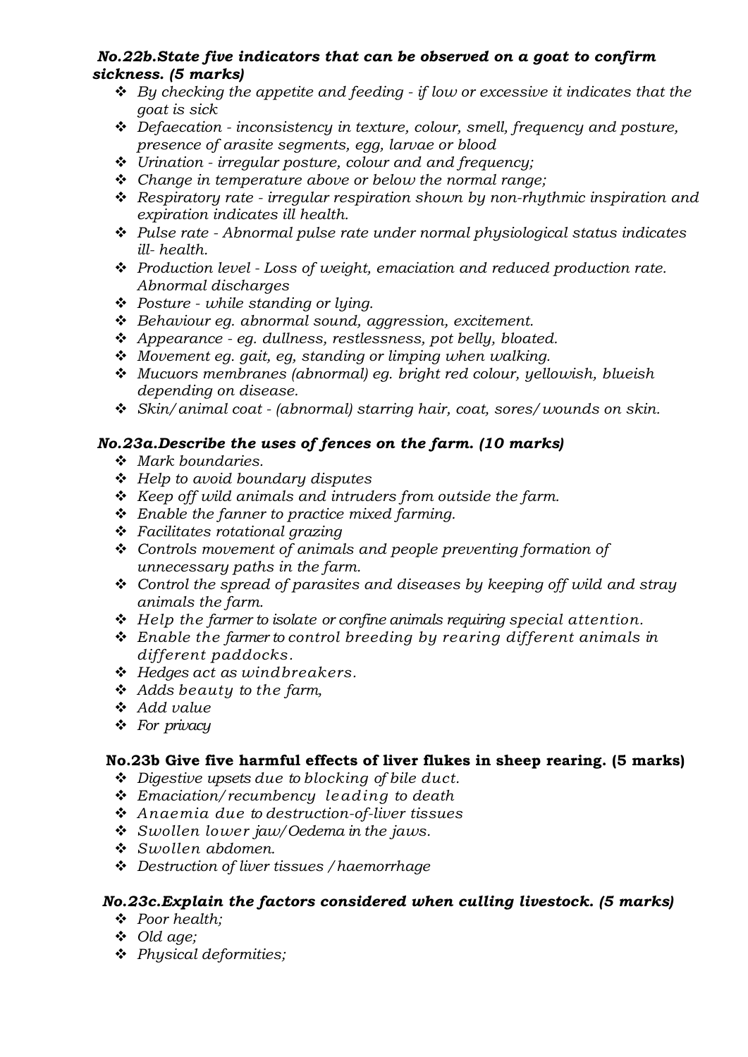***No.22b.State five indicators that can be observed on a goat to confirm sickness. (5 marks)***

- *By checking the appetite and feeding - if low or excessive it indicates that the goat is sick*
- *Defaecation - inconsistency in texture, colour, smell, frequency and posture, presence of arasite segments, egg, larvae or blood*
- *Urination - irregular posture, colour and and frequency;*
- *Change in temperature above or below the normal range;*
- *Respiratory rate - irregular respiration shown by non-rhythmic inspiration and expiration indicates ill health.*
- *Pulse rate - Abnormal pulse rate under normal physiological status indicates ill- health.*
- *Production level - Loss of weight, emaciation and reduced production rate. Abnormal discharges*
- *Posture - while standing or lying.*
- *Behaviour eg. abnormal sound, aggression, excitement.*
- *Appearance - eg. dullness, restlessness, pot belly, bloated.*
- *Movement eg. gait, eg, standing or limping when walking.*
- *Mucuors membranes (abnormal) eg. bright red colour, yellowish, blueish depending on disease.*
- *Skin/animal coat - (abnormal) starring hair, coat, sores/wounds on skin.*

***No.23a.Describe the uses of fences on the farm. (10 marks)***

- *Mark boundaries.*
- *Help to avoid boundary disputes*
- *Keep off wild animals and intruders from outside the farm.*
- *Enable the fanner to practice mixed farming.*
- *Facilitates rotational grazing*
- *Controls movement of animals and people preventing formation of unnecessary paths in the farm.*
- *Control the spread of parasites and diseases by keeping off wild and stray animals the farm.*
- *Help the farmer to isolate or confine animals requiring special attention.*
- *Enable the farmer to control breeding by rearing different animals in different paddocks.*
- *Hedges act as windbreakers.*
- *Adds beauty to the farm,*
- *Add value*
- *For privacy*

**No.23b Give five harmful effects of liver flukes in sheep rearing. (5 marks)**

- *Digestive upsets due to blocking of bile duct.*
- *Emaciation/recumbency leading to death*
- *Anaemia due to destruction-of-liver tissues*
- *Swollen lower jaw/Oedema in the jaws.*
- *Swollen abdomen.*
- *Destruction of liver tissues /haemorrhage*

***No.23c.Explain the factors considered when culling livestock. (5 marks)***

- *Poor health;*
- *Old age;*
- *Physical deformities;*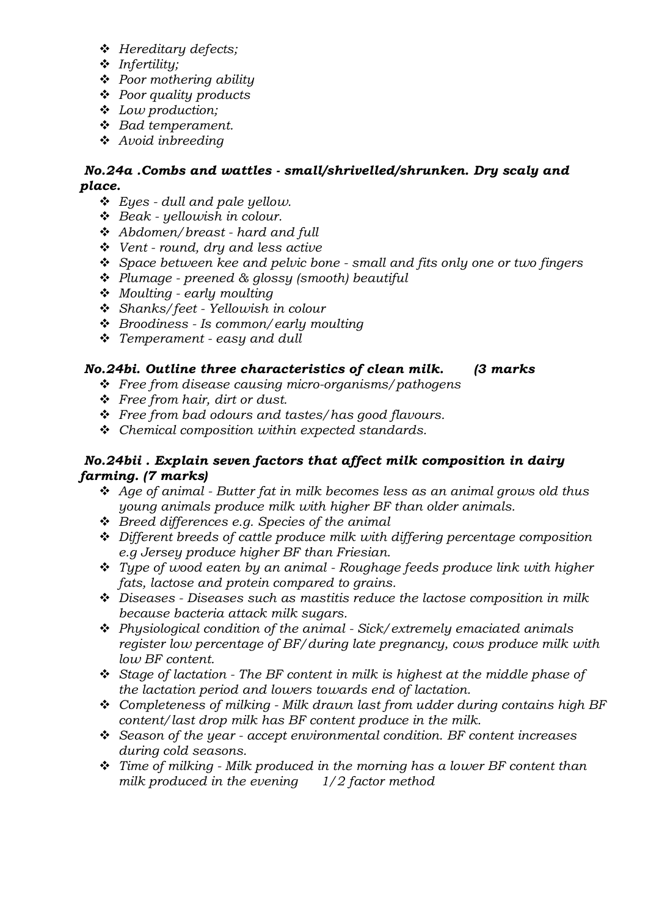- *Hereditary defects;*
- *Infertility;*
- *Poor mothering ability*
- *Poor quality products*
- *Low production;*
- *Bad temperament.*
- *Avoid inbreeding*

***No.24a .Combs and wattles - small/shrivelled/shrunken. Dry scaly and place.***

- *Eyes - dull and pale yellow.*
- *Beak - yellowish in colour.*
- *Abdomen/breast - hard and full*
- *Vent - round, dry and less active*
- *Space between kee and pelvic bone - small and fits only one or two fingers*
- *Plumage - preened & glossy (smooth) beautiful*
- *Moulting - early moulting*
- *Shanks/feet - Yellowish in colour*
- *Broodiness - Is common/early moulting*
- *Temperament - easy and dull*

***No.24bi. Outline three characteristics of clean milk. (3 marks***

- *Free from disease causing micro-organisms/pathogens*
- *Free from hair, dirt or dust.*
- *Free from bad odours and tastes/has good flavours.*
- *Chemical composition within expected standards.*

***No.24bii . Explain seven factors that affect milk composition in dairy farming. (7 marks)***

- *Age of animal - Butter fat in milk becomes less as an animal grows old thus young animals produce milk with higher BF than older animals.*
- *Breed differences e.g. Species of the animal*
- *Different breeds of cattle produce milk with differing percentage composition e.g Jersey produce higher BF than Friesian.*
- *Type of wood eaten by an animal - Roughage feeds produce link with higher fats, lactose and protein compared to grains.*
- *Diseases - Diseases such as mastitis reduce the lactose composition in milk because bacteria attack milk sugars.*
- *Physiological condition of the animal - Sick/extremely emaciated animals register low percentage of BF/during late pregnancy, cows produce milk with low BF content.*
- *Stage of lactation - The BF content in milk is highest at the middle phase of the lactation period and lowers towards end of lactation.*
- *Completeness of milking - Milk drawn last from udder during contains high BF content/last drop milk has BF content produce in the milk.*
- *Season of the year - accept environmental condition. BF content increases during cold seasons.*
- *Time of milking - Milk produced in the morning has a lower BF content than milk produced in the evening 1/2 factor method*